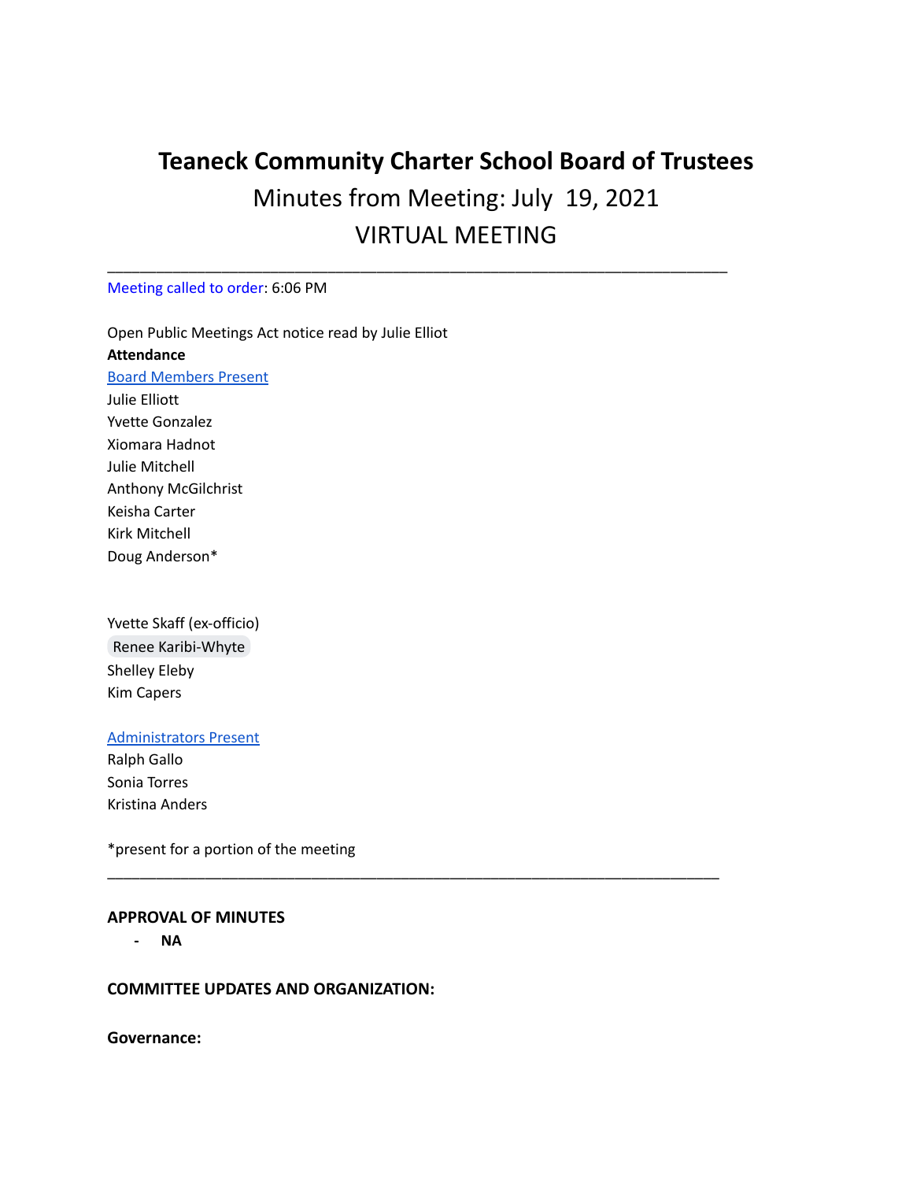# Teaneck Community Charter School Board of Trustees

## Minutes from Meeting: July 19, 2021

## VIRTUAL MEETING

---

Meeting called to order: 6:06 PM

Open Public Meetings Act notice read by Julie Elliot

**Attendance**

Board Members Present

Julie Elliott
Yvette Gonzalez
Xiomara Hadnot
Julie Mitchell
Anthony McGilchrist
Keisha Carter
Kirk Mitchell
Doug Anderson*

Yvette Skaff (ex-officio)
Renee Karibi-Whyte
Shelley Eleby
Kim Capers

Administrators Present

Ralph Gallo
Sonia Torres
Kristina Anders

*present for a portion of the meeting

---

**APPROVAL OF MINUTES**

- **NA**

**COMMITTEE UPDATES AND ORGANIZATION:**

**Governance:**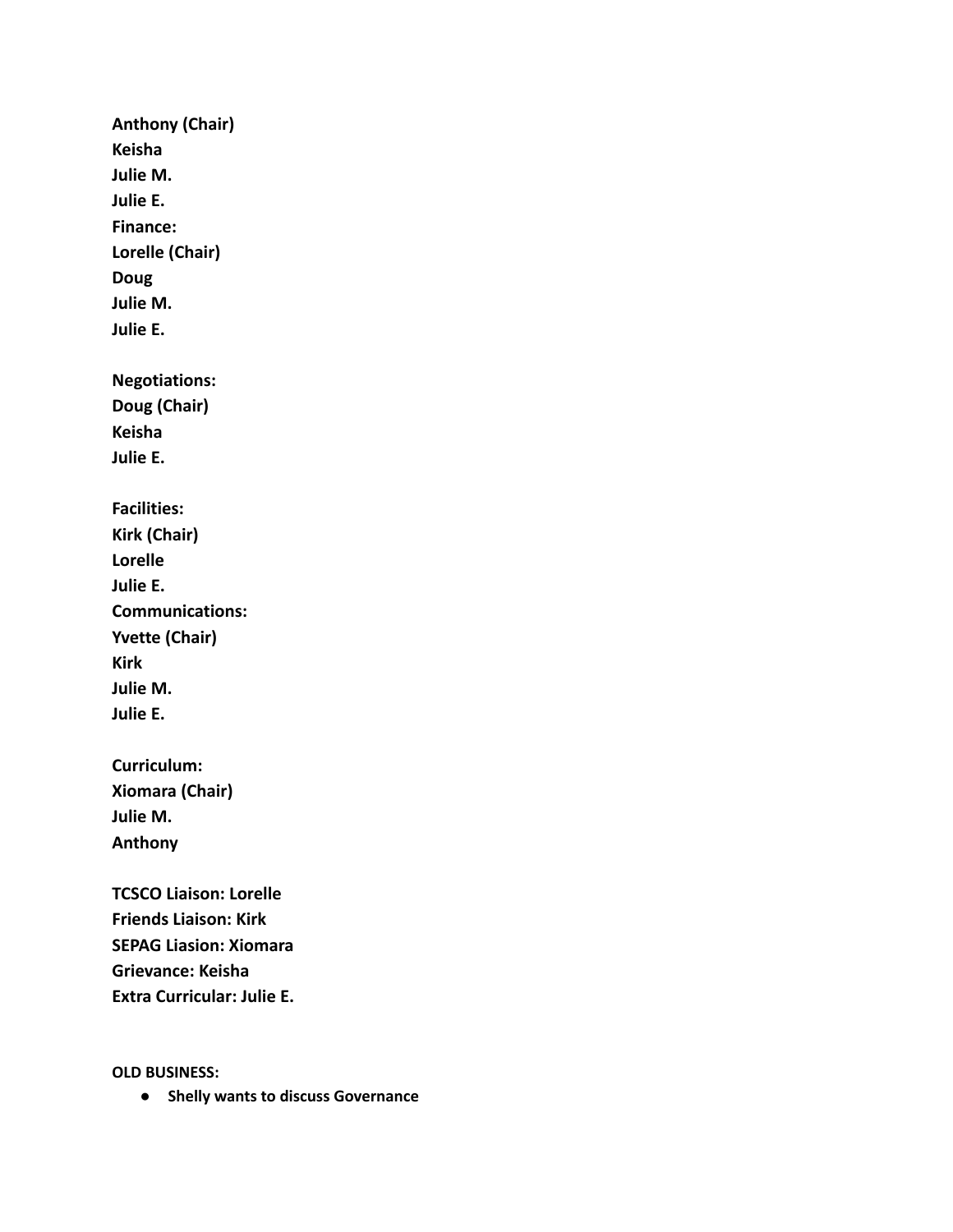**Anthony (Chair)**
**Keisha**
**Julie M.**
**Julie E.**
**Finance:**
**Lorelle (Chair)**
**Doug**
**Julie M.**
**Julie E.**

**Negotiations:**
**Doug (Chair)**
**Keisha**
**Julie E.**

**Facilities:**
**Kirk (Chair)**
**Lorelle**
**Julie E.**
**Communications:**
**Yvette (Chair)**
**Kirk**
**Julie M.**
**Julie E.**

**Curriculum:**
**Xiomara (Chair)**
**Julie M.**
**Anthony**

**TCSCO Liaison: Lorelle**
**Friends Liaison: Kirk**
**SEPAG Liasion: Xiomara**
**Grievance: Keisha**
**Extra Curricular: Julie E.**

**OLD BUSINESS:**

- **Shelly wants to discuss Governance**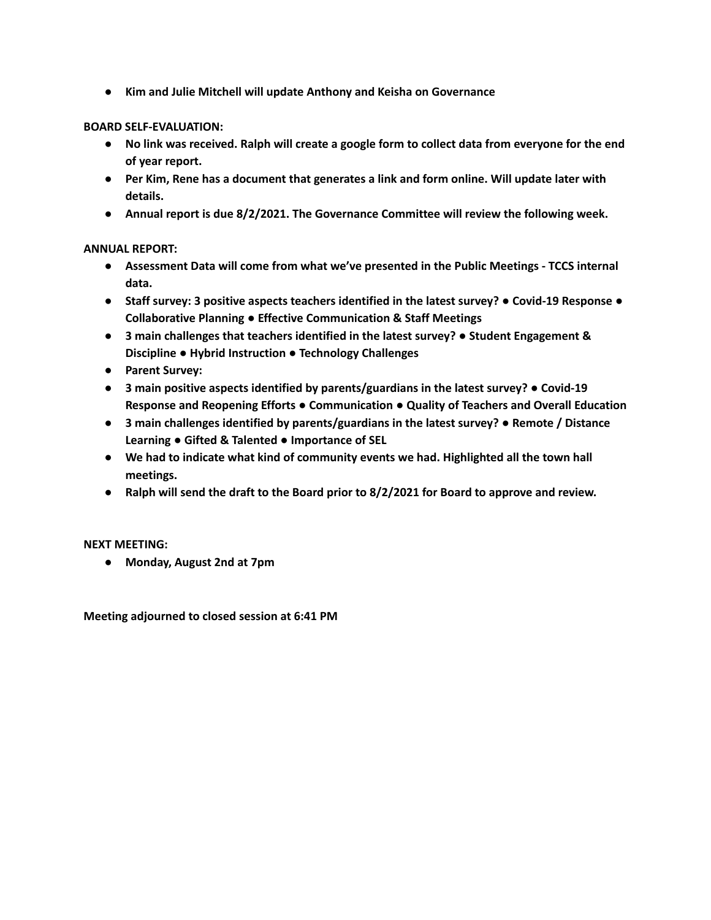- **Kim and Julie Mitchell will update Anthony and Keisha on Governance**

**BOARD SELF-EVALUATION:**

- **No link was received. Ralph will create a google form to collect data from everyone for the end of year report.**
- **Per Kim, Rene has a document that generates a link and form online. Will update later with details.**
- **Annual report is due 8/2/2021. The Governance Committee will review the following week.**

**ANNUAL REPORT:**

- **Assessment Data will come from what we've presented in the Public Meetings - TCCS internal data.**
- **Staff survey: 3 positive aspects teachers identified in the latest survey? ● Covid-19 Response ● Collaborative Planning ● Effective Communication & Staff Meetings**
- **3 main challenges that teachers identified in the latest survey? ● Student Engagement & Discipline ● Hybrid Instruction ● Technology Challenges**
- **Parent Survey:**
- **3 main positive aspects identified by parents/guardians in the latest survey? ● Covid-19 Response and Reopening Efforts ● Communication ● Quality of Teachers and Overall Education**
- **3 main challenges identified by parents/guardians in the latest survey? ● Remote / Distance Learning ● Gifted & Talented ● Importance of SEL**
- **We had to indicate what kind of community events we had. Highlighted all the town hall meetings.**
- **Ralph will send the draft to the Board prior to 8/2/2021 for Board to approve and review.**

**NEXT MEETING:**

- **Monday, August 2nd at 7pm**

**Meeting adjourned to closed session at 6:41 PM**